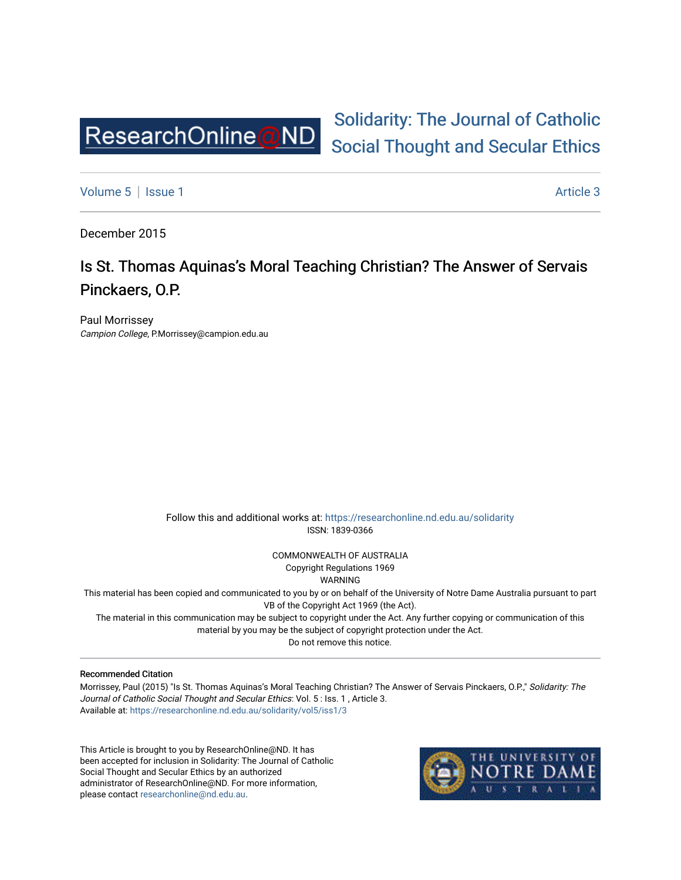ResearchOnline@ND

Solidarity: The Journal of Catholic Social Thought and Secular Ethics

Volume 5 | Issue 1 | Article 3

December 2015

# Is St. Thomas Aquinas's Moral Teaching Christian? The Answer of Servais Pinckaers, O.P.

Paul Morrissey
*Campion College*, P.Morrissey@campion.edu.au

Follow this and additional works at: https://researchonline.nd.edu.au/solidarity
ISSN: 1839-0366

COMMONWEALTH OF AUSTRALIA
Copyright Regulations 1969
WARNING
This material has been copied and communicated to you by or on behalf of the University of Notre Dame Australia pursuant to part VB of the Copyright Act 1969 (the Act).
The material in this communication may be subject to copyright under the Act. Any further copying or communication of this material by you may be the subject of copyright protection under the Act.
Do not remove this notice.

**Recommended Citation**

Morrissey, Paul (2015) "Is St. Thomas Aquinas's Moral Teaching Christian? The Answer of Servais Pinckaers, O.P.," *Solidarity: The Journal of Catholic Social Thought and Secular Ethics*: Vol. 5 : Iss. 1 , Article 3.
Available at: https://researchonline.nd.edu.au/solidarity/vol5/iss1/3

This Article is brought to you by ResearchOnline@ND. It has been accepted for inclusion in Solidarity: The Journal of Catholic Social Thought and Secular Ethics by an authorized administrator of ResearchOnline@ND. For more information, please contact researchonline@nd.edu.au.

THE UNIVERSITY OF NOTRE DAME AUSTRALIA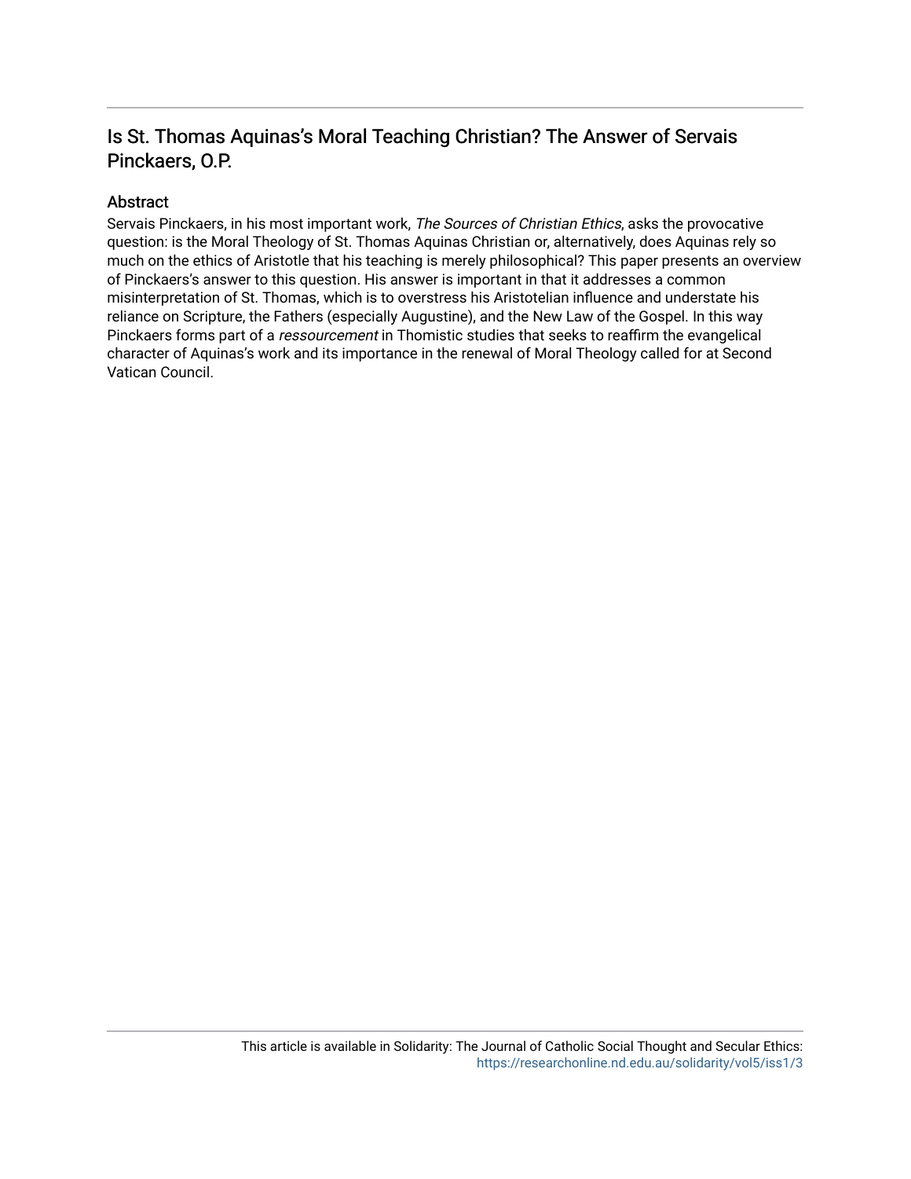# Is St. Thomas Aquinas's Moral Teaching Christian? The Answer of Servais Pinckaers, O.P.

## Abstract

Servais Pinckaers, in his most important work, *The Sources of Christian Ethics*, asks the provocative question: is the Moral Theology of St. Thomas Aquinas Christian or, alternatively, does Aquinas rely so much on the ethics of Aristotle that his teaching is merely philosophical? This paper presents an overview of Pinckaers's answer to this question. His answer is important in that it addresses a common misinterpretation of St. Thomas, which is to overstress his Aristotelian influence and understate his reliance on Scripture, the Fathers (especially Augustine), and the New Law of the Gospel. In this way Pinckaers forms part of a *ressourcement* in Thomistic studies that seeks to reaffirm the evangelical character of Aquinas's work and its importance in the renewal of Moral Theology called for at Second Vatican Council.

This article is available in Solidarity: The Journal of Catholic Social Thought and Secular Ethics: https://researchonline.nd.edu.au/solidarity/vol5/iss1/3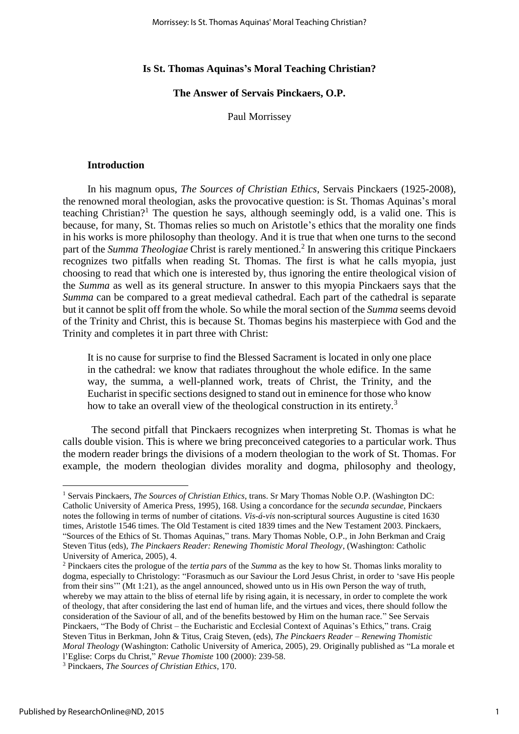**Is St. Thomas Aquinas's Moral Teaching Christian?**

**The Answer of Servais Pinckaers, O.P.**

Paul Morrissey

**Introduction**

In his magnum opus, *The Sources of Christian Ethics*, Servais Pinckaers (1925-2008), the renowned moral theologian, asks the provocative question: is St. Thomas Aquinas's moral teaching Christian?[1] The question he says, although seemingly odd, is a valid one. This is because, for many, St. Thomas relies so much on Aristotle's ethics that the morality one finds in his works is more philosophy than theology. And it is true that when one turns to the second part of the *Summa Theologiae* Christ is rarely mentioned.[2] In answering this critique Pinckaers recognizes two pitfalls when reading St. Thomas. The first is what he calls myopia, just choosing to read that which one is interested by, thus ignoring the entire theological vision of the *Summa* as well as its general structure. In answer to this myopia Pinckaers says that the *Summa* can be compared to a great medieval cathedral. Each part of the cathedral is separate but it cannot be split off from the whole. So while the moral section of the *Summa* seems devoid of the Trinity and Christ, this is because St. Thomas begins his masterpiece with God and the Trinity and completes it in part three with Christ:

> It is no cause for surprise to find the Blessed Sacrament is located in only one place in the cathedral: we know that radiates throughout the whole edifice. In the same way, the summa, a well-planned work, treats of Christ, the Trinity, and the Eucharist in specific sections designed to stand out in eminence for those who know how to take an overall view of the theological construction in its entirety.[3]

The second pitfall that Pinckaers recognizes when interpreting St. Thomas is what he calls double vision. This is where we bring preconceived categories to a particular work. Thus the modern reader brings the divisions of a modern theologian to the work of St. Thomas. For example, the modern theologian divides morality and dogma, philosophy and theology,

---

[1] Servais Pinckaers, *The Sources of Christian Ethics*, trans. Sr Mary Thomas Noble O.P. (Washington DC: Catholic University of America Press, 1995), 168. Using a concordance for the *secunda secundae*, Pinckaers notes the following in terms of number of citations. *Vis-á-vis* non-scriptural sources Augustine is cited 1630 times, Aristotle 1546 times. The Old Testament is cited 1839 times and the New Testament 2003. Pinckaers, "Sources of the Ethics of St. Thomas Aquinas," trans. Mary Thomas Noble, O.P., in John Berkman and Craig Steven Titus (eds), *The Pinckaers Reader: Renewing Thomistic Moral Theology*, (Washington: Catholic University of America, 2005), 4.

[2] Pinckaers cites the prologue of the *tertia pars* of the *Summa* as the key to how St. Thomas links morality to dogma, especially to Christology: "Forasmuch as our Saviour the Lord Jesus Christ, in order to 'save His people from their sins'" (Mt 1:21), as the angel announced, showed unto us in His own Person the way of truth, whereby we may attain to the bliss of eternal life by rising again, it is necessary, in order to complete the work of theology, that after considering the last end of human life, and the virtues and vices, there should follow the consideration of the Saviour of all, and of the benefits bestowed by Him on the human race." See Servais Pinckaers, "The Body of Christ – the Eucharistic and Ecclesial Context of Aquinas's Ethics," trans. Craig Steven Titus in Berkman, John & Titus, Craig Steven, (eds), *The Pinckaers Reader – Renewing Thomistic Moral Theology* (Washington: Catholic University of America, 2005), 29. Originally published as "La morale et l'Eglise: Corps du Christ," *Revue Thomiste* 100 (2000): 239-58.

[3] Pinckaers, *The Sources of Christian Ethics*, 170.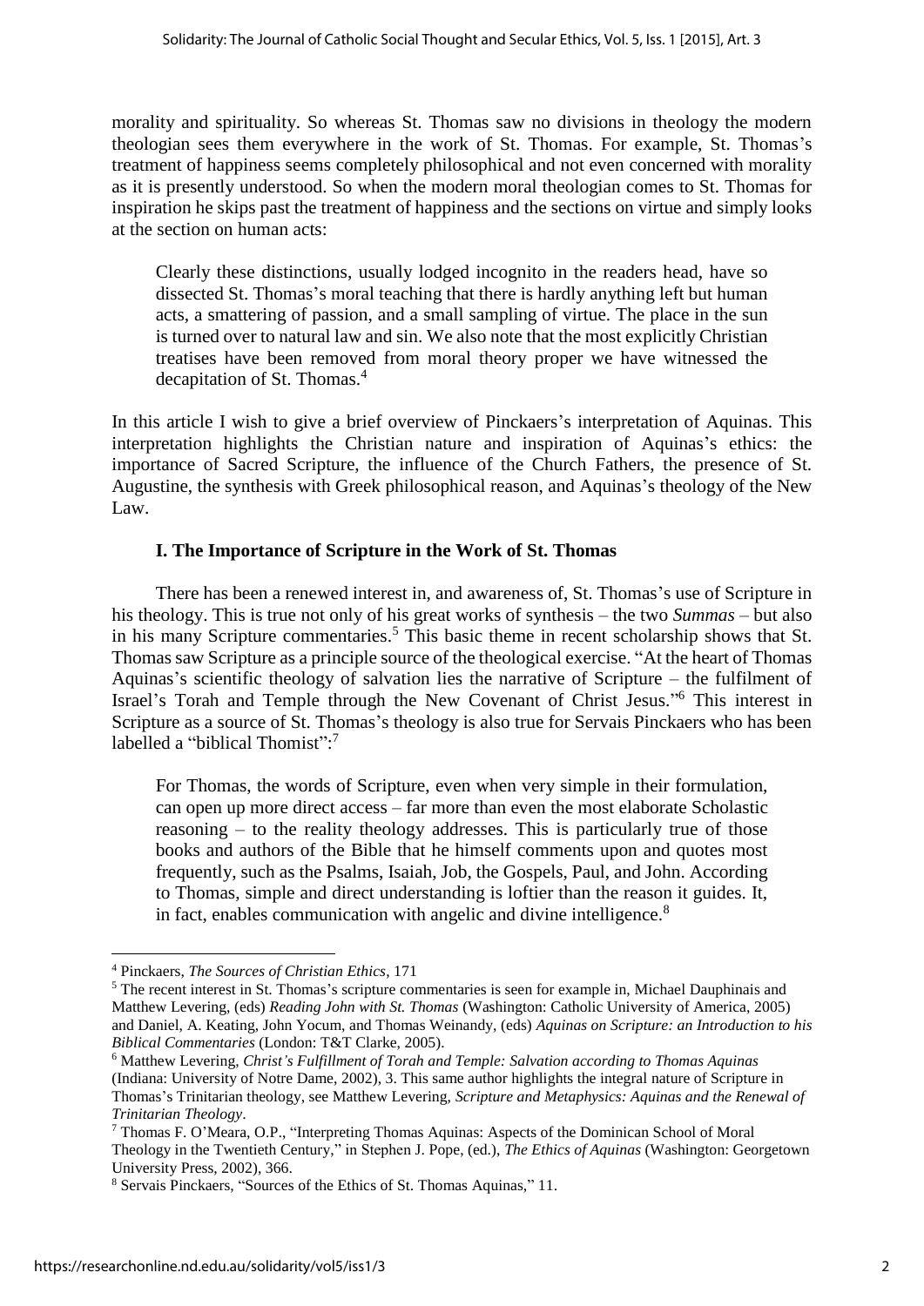morality and spirituality. So whereas St. Thomas saw no divisions in theology the modern theologian sees them everywhere in the work of St. Thomas. For example, St. Thomas's treatment of happiness seems completely philosophical and not even concerned with morality as it is presently understood. So when the modern moral theologian comes to St. Thomas for inspiration he skips past the treatment of happiness and the sections on virtue and simply looks at the section on human acts:

> Clearly these distinctions, usually lodged incognito in the readers head, have so dissected St. Thomas's moral teaching that there is hardly anything left but human acts, a smattering of passion, and a small sampling of virtue. The place in the sun is turned over to natural law and sin. We also note that the most explicitly Christian treatises have been removed from moral theory proper we have witnessed the decapitation of St. Thomas.[4]

In this article I wish to give a brief overview of Pinckaers's interpretation of Aquinas. This interpretation highlights the Christian nature and inspiration of Aquinas's ethics: the importance of Sacred Scripture, the influence of the Church Fathers, the presence of St. Augustine, the synthesis with Greek philosophical reason, and Aquinas's theology of the New Law.

### I. The Importance of Scripture in the Work of St. Thomas

There has been a renewed interest in, and awareness of, St. Thomas's use of Scripture in his theology. This is true not only of his great works of synthesis – the two *Summas* – but also in his many Scripture commentaries.[5] This basic theme in recent scholarship shows that St. Thomas saw Scripture as a principle source of the theological exercise. "At the heart of Thomas Aquinas's scientific theology of salvation lies the narrative of Scripture – the fulfilment of Israel's Torah and Temple through the New Covenant of Christ Jesus."[6] This interest in Scripture as a source of St. Thomas's theology is also true for Servais Pinckaers who has been labelled a "biblical Thomist":[7]

> For Thomas, the words of Scripture, even when very simple in their formulation, can open up more direct access – far more than even the most elaborate Scholastic reasoning – to the reality theology addresses. This is particularly true of those books and authors of the Bible that he himself comments upon and quotes most frequently, such as the Psalms, Isaiah, Job, the Gospels, Paul, and John. According to Thomas, simple and direct understanding is loftier than the reason it guides. It, in fact, enables communication with angelic and divine intelligence.[8]

---

[4] Pinckaers, *The Sources of Christian Ethics*, 171

[5] The recent interest in St. Thomas's scripture commentaries is seen for example in, Michael Dauphinais and Matthew Levering, (eds) *Reading John with St. Thomas* (Washington: Catholic University of America, 2005) and Daniel, A. Keating, John Yocum, and Thomas Weinandy, (eds) *Aquinas on Scripture: an Introduction to his Biblical Commentaries* (London: T&T Clarke, 2005).

[6] Matthew Levering, *Christ's Fulfillment of Torah and Temple: Salvation according to Thomas Aquinas* (Indiana: University of Notre Dame, 2002), 3. This same author highlights the integral nature of Scripture in Thomas's Trinitarian theology, see Matthew Levering, *Scripture and Metaphysics: Aquinas and the Renewal of Trinitarian Theology*.

[7] Thomas F. O'Meara, O.P., "Interpreting Thomas Aquinas: Aspects of the Dominican School of Moral Theology in the Twentieth Century," in Stephen J. Pope, (ed.), *The Ethics of Aquinas* (Washington: Georgetown University Press, 2002), 366.

[8] Servais Pinckaers, "Sources of the Ethics of St. Thomas Aquinas," 11.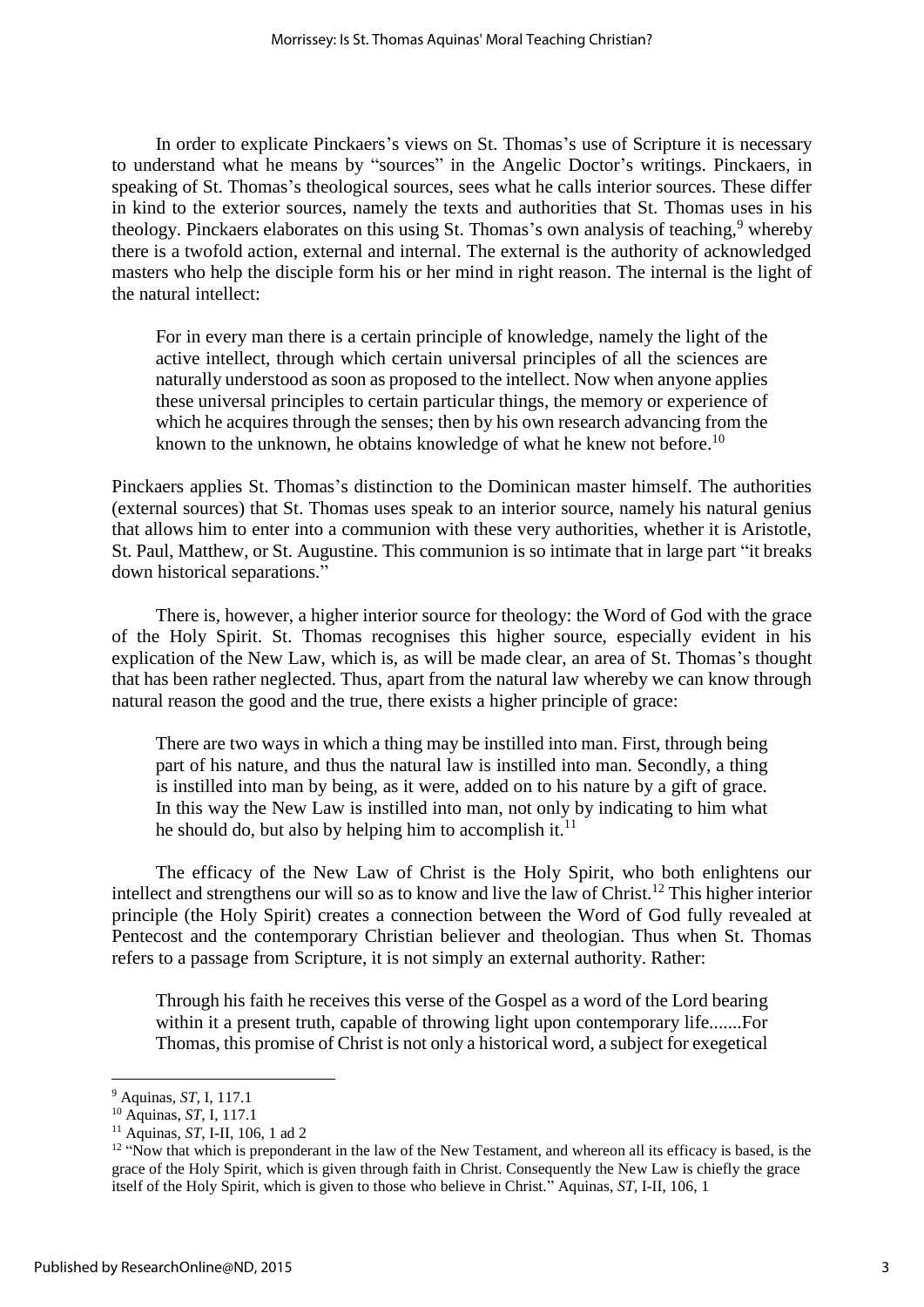In order to explicate Pinckaers's views on St. Thomas's use of Scripture it is necessary to understand what he means by "sources" in the Angelic Doctor's writings. Pinckaers, in speaking of St. Thomas's theological sources, sees what he calls interior sources. These differ in kind to the exterior sources, namely the texts and authorities that St. Thomas uses in his theology. Pinckaers elaborates on this using St. Thomas's own analysis of teaching,[9] whereby there is a twofold action, external and internal. The external is the authority of acknowledged masters who help the disciple form his or her mind in right reason. The internal is the light of the natural intellect:

> For in every man there is a certain principle of knowledge, namely the light of the active intellect, through which certain universal principles of all the sciences are naturally understood as soon as proposed to the intellect. Now when anyone applies these universal principles to certain particular things, the memory or experience of which he acquires through the senses; then by his own research advancing from the known to the unknown, he obtains knowledge of what he knew not before.[10]

Pinckaers applies St. Thomas's distinction to the Dominican master himself. The authorities (external sources) that St. Thomas uses speak to an interior source, namely his natural genius that allows him to enter into a communion with these very authorities, whether it is Aristotle, St. Paul, Matthew, or St. Augustine. This communion is so intimate that in large part "it breaks down historical separations."

There is, however, a higher interior source for theology: the Word of God with the grace of the Holy Spirit. St. Thomas recognises this higher source, especially evident in his explication of the New Law, which is, as will be made clear, an area of St. Thomas's thought that has been rather neglected. Thus, apart from the natural law whereby we can know through natural reason the good and the true, there exists a higher principle of grace:

> There are two ways in which a thing may be instilled into man. First, through being part of his nature, and thus the natural law is instilled into man. Secondly, a thing is instilled into man by being, as it were, added on to his nature by a gift of grace. In this way the New Law is instilled into man, not only by indicating to him what he should do, but also by helping him to accomplish it.[11]

The efficacy of the New Law of Christ is the Holy Spirit, who both enlightens our intellect and strengthens our will so as to know and live the law of Christ.[12] This higher interior principle (the Holy Spirit) creates a connection between the Word of God fully revealed at Pentecost and the contemporary Christian believer and theologian. Thus when St. Thomas refers to a passage from Scripture, it is not simply an external authority. Rather:

> Through his faith he receives this verse of the Gospel as a word of the Lord bearing within it a present truth, capable of throwing light upon contemporary life.......For Thomas, this promise of Christ is not only a historical word, a subject for exegetical

---

[9] Aquinas, *ST*, I, 117.1

[10] Aquinas, *ST*, I, 117.1

[11] Aquinas, *ST*, I-II, 106, 1 ad 2

[12] "Now that which is preponderant in the law of the New Testament, and whereon all its efficacy is based, is the grace of the Holy Spirit, which is given through faith in Christ. Consequently the New Law is chiefly the grace itself of the Holy Spirit, which is given to those who believe in Christ." Aquinas, *ST*, I-II, 106, 1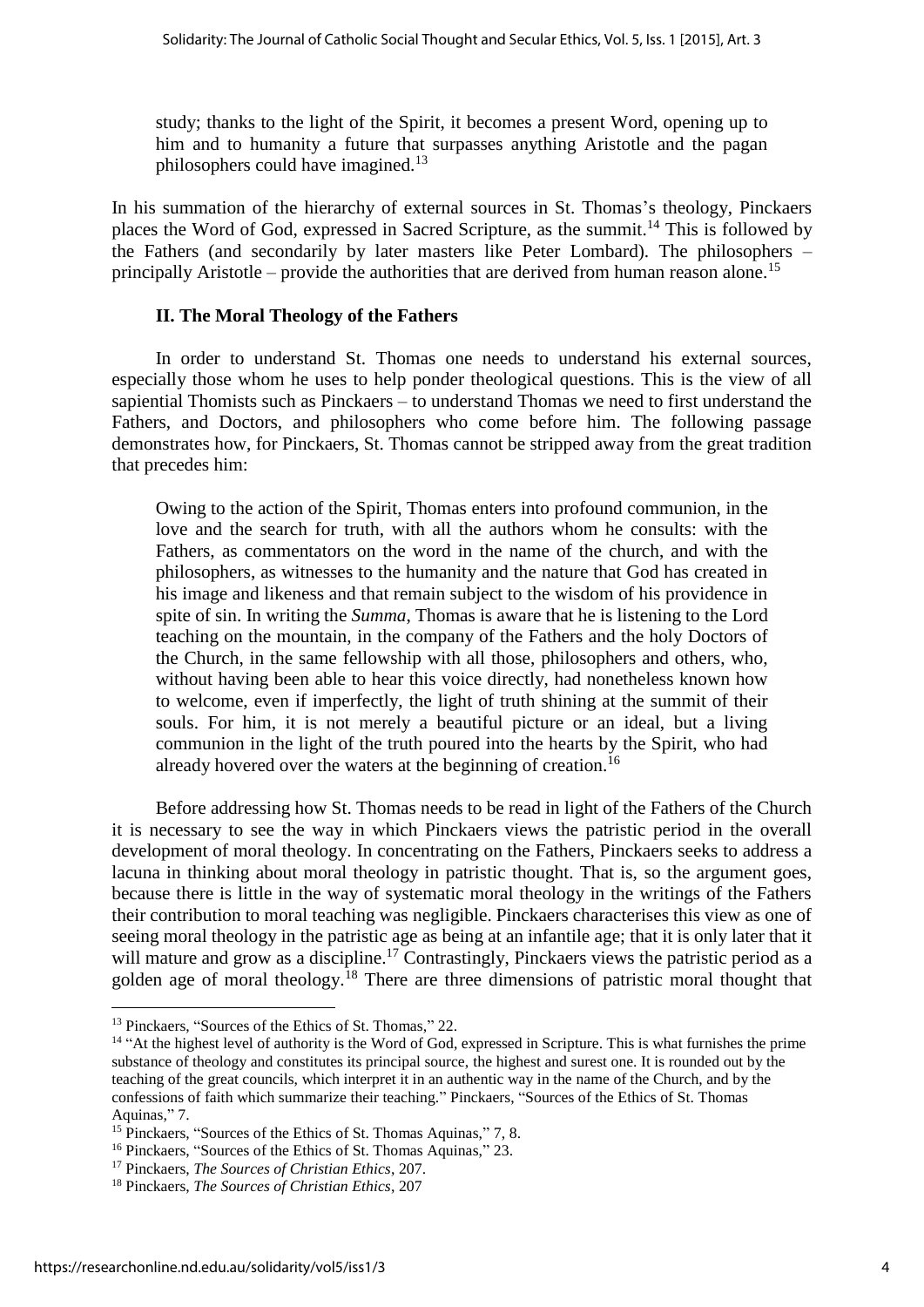> study; thanks to the light of the Spirit, it becomes a present Word, opening up to him and to humanity a future that surpasses anything Aristotle and the pagan philosophers could have imagined.[13]

In his summation of the hierarchy of external sources in St. Thomas's theology, Pinckaers places the Word of God, expressed in Sacred Scripture, as the summit.[14] This is followed by the Fathers (and secondarily by later masters like Peter Lombard). The philosophers – principally Aristotle – provide the authorities that are derived from human reason alone.[15]

## II. The Moral Theology of the Fathers

In order to understand St. Thomas one needs to understand his external sources, especially those whom he uses to help ponder theological questions. This is the view of all sapiential Thomists such as Pinckaers – to understand Thomas we need to first understand the Fathers, and Doctors, and philosophers who come before him. The following passage demonstrates how, for Pinckaers, St. Thomas cannot be stripped away from the great tradition that precedes him:

> Owing to the action of the Spirit, Thomas enters into profound communion, in the love and the search for truth, with all the authors whom he consults: with the Fathers, as commentators on the word in the name of the church, and with the philosophers, as witnesses to the humanity and the nature that God has created in his image and likeness and that remain subject to the wisdom of his providence in spite of sin. In writing the *Summa*, Thomas is aware that he is listening to the Lord teaching on the mountain, in the company of the Fathers and the holy Doctors of the Church, in the same fellowship with all those, philosophers and others, who, without having been able to hear this voice directly, had nonetheless known how to welcome, even if imperfectly, the light of truth shining at the summit of their souls. For him, it is not merely a beautiful picture or an ideal, but a living communion in the light of the truth poured into the hearts by the Spirit, who had already hovered over the waters at the beginning of creation.[16]

Before addressing how St. Thomas needs to be read in light of the Fathers of the Church it is necessary to see the way in which Pinckaers views the patristic period in the overall development of moral theology. In concentrating on the Fathers, Pinckaers seeks to address a lacuna in thinking about moral theology in patristic thought. That is, so the argument goes, because there is little in the way of systematic moral theology in the writings of the Fathers their contribution to moral teaching was negligible. Pinckaers characterises this view as one of seeing moral theology in the patristic age as being at an infantile age; that it is only later that it will mature and grow as a discipline.[17] Contrastingly, Pinckaers views the patristic period as a golden age of moral theology.[18] There are three dimensions of patristic moral thought that

---

[13] Pinckaers, "Sources of the Ethics of St. Thomas," 22.

[14] "At the highest level of authority is the Word of God, expressed in Scripture. This is what furnishes the prime substance of theology and constitutes its principal source, the highest and surest one. It is rounded out by the teaching of the great councils, which interpret it in an authentic way in the name of the Church, and by the confessions of faith which summarize their teaching." Pinckaers, "Sources of the Ethics of St. Thomas Aquinas," 7.

[15] Pinckaers, "Sources of the Ethics of St. Thomas Aquinas," 7, 8.

[16] Pinckaers, "Sources of the Ethics of St. Thomas Aquinas," 23.

[17] Pinckaers, *The Sources of Christian Ethics*, 207.

[18] Pinckaers, *The Sources of Christian Ethics*, 207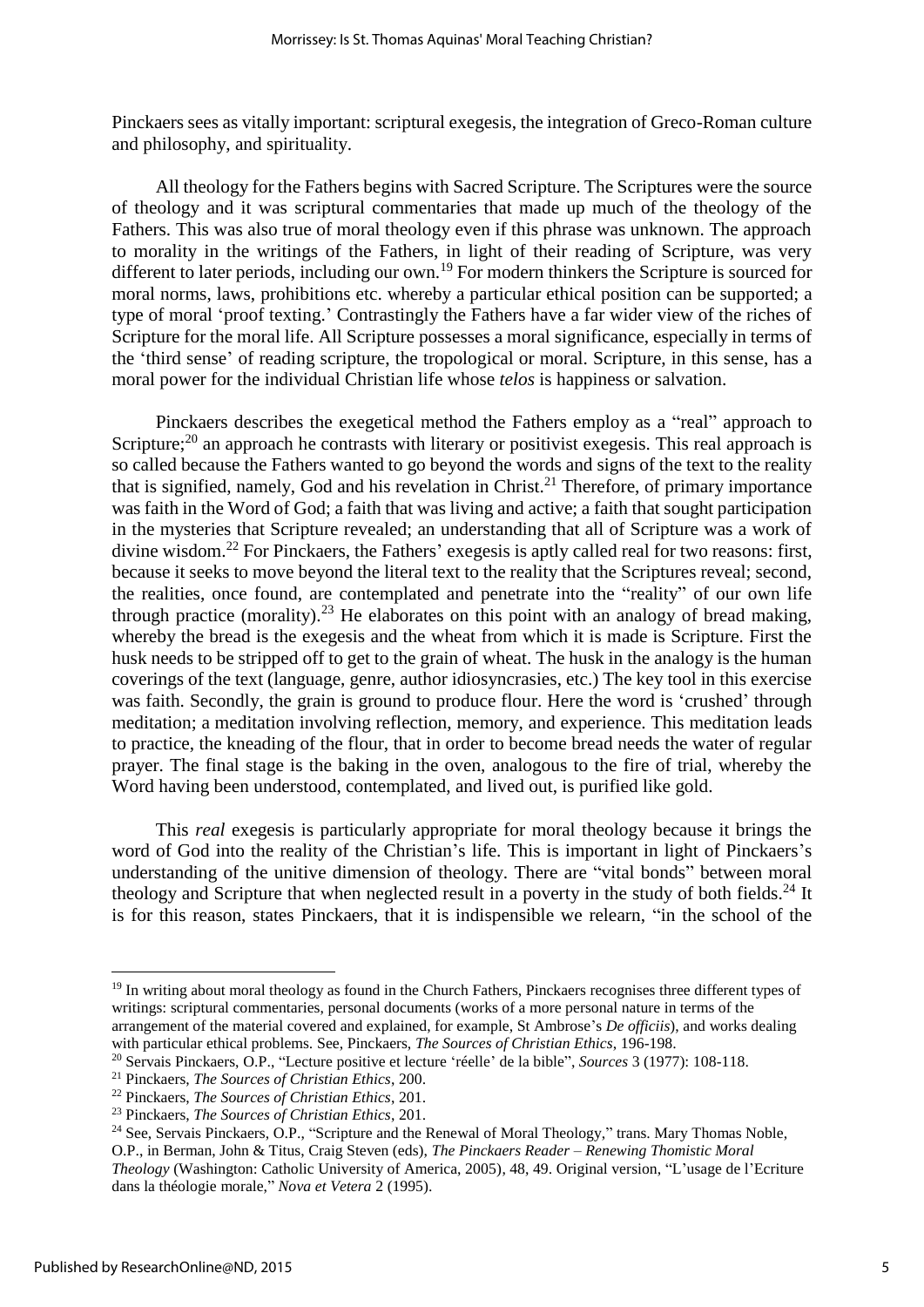Pinckaers sees as vitally important: scriptural exegesis, the integration of Greco-Roman culture and philosophy, and spirituality.

All theology for the Fathers begins with Sacred Scripture. The Scriptures were the source of theology and it was scriptural commentaries that made up much of the theology of the Fathers. This was also true of moral theology even if this phrase was unknown. The approach to morality in the writings of the Fathers, in light of their reading of Scripture, was very different to later periods, including our own.[19] For modern thinkers the Scripture is sourced for moral norms, laws, prohibitions etc. whereby a particular ethical position can be supported; a type of moral 'proof texting.' Contrastingly the Fathers have a far wider view of the riches of Scripture for the moral life. All Scripture possesses a moral significance, especially in terms of the 'third sense' of reading scripture, the tropological or moral. Scripture, in this sense, has a moral power for the individual Christian life whose *telos* is happiness or salvation.

Pinckaers describes the exegetical method the Fathers employ as a "real" approach to Scripture;[20] an approach he contrasts with literary or positivist exegesis. This real approach is so called because the Fathers wanted to go beyond the words and signs of the text to the reality that is signified, namely, God and his revelation in Christ.[21] Therefore, of primary importance was faith in the Word of God; a faith that was living and active; a faith that sought participation in the mysteries that Scripture revealed; an understanding that all of Scripture was a work of divine wisdom.[22] For Pinckaers, the Fathers' exegesis is aptly called real for two reasons: first, because it seeks to move beyond the literal text to the reality that the Scriptures reveal; second, the realities, once found, are contemplated and penetrate into the "reality" of our own life through practice (morality).[23] He elaborates on this point with an analogy of bread making, whereby the bread is the exegesis and the wheat from which it is made is Scripture. First the husk needs to be stripped off to get to the grain of wheat. The husk in the analogy is the human coverings of the text (language, genre, author idiosyncrasies, etc.) The key tool in this exercise was faith. Secondly, the grain is ground to produce flour. Here the word is 'crushed' through meditation; a meditation involving reflection, memory, and experience. This meditation leads to practice, the kneading of the flour, that in order to become bread needs the water of regular prayer. The final stage is the baking in the oven, analogous to the fire of trial, whereby the Word having been understood, contemplated, and lived out, is purified like gold.

This *real* exegesis is particularly appropriate for moral theology because it brings the word of God into the reality of the Christian's life. This is important in light of Pinckaers's understanding of the unitive dimension of theology. There are "vital bonds" between moral theology and Scripture that when neglected result in a poverty in the study of both fields.[24] It is for this reason, states Pinckaers, that it is indispensible we relearn, "in the school of the

---

[19] In writing about moral theology as found in the Church Fathers, Pinckaers recognises three different types of writings: scriptural commentaries, personal documents (works of a more personal nature in terms of the arrangement of the material covered and explained, for example, St Ambrose's *De officiis*), and works dealing with particular ethical problems. See, Pinckaers, *The Sources of Christian Ethics*, 196-198.

[20] Servais Pinckaers, O.P., "Lecture positive et lecture 'réelle' de la bible", *Sources* 3 (1977): 108-118.

[21] Pinckaers, *The Sources of Christian Ethics*, 200.

[22] Pinckaers, *The Sources of Christian Ethics*, 201.

[23] Pinckaers, *The Sources of Christian Ethics*, 201.

[24] See, Servais Pinckaers, O.P., "Scripture and the Renewal of Moral Theology," trans. Mary Thomas Noble, O.P., in Berman, John & Titus, Craig Steven (eds), *The Pinckaers Reader – Renewing Thomistic Moral Theology* (Washington: Catholic University of America, 2005), 48, 49. Original version, "L'usage de l'Ecriture dans la théologie morale," *Nova et Vetera* 2 (1995).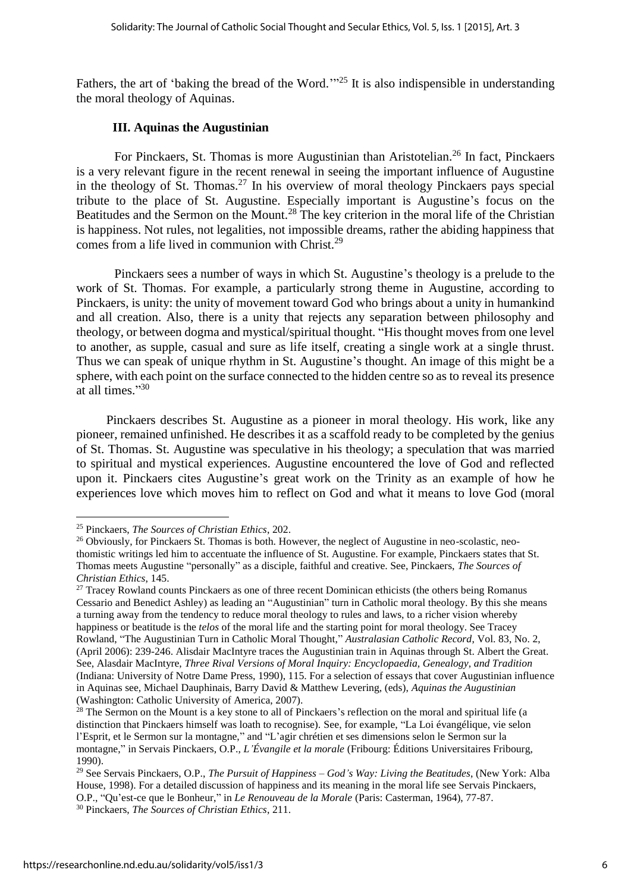Fathers, the art of 'baking the bread of the Word.'"[25] It is also indispensible in understanding the moral theology of Aquinas.

### III. Aquinas the Augustinian

For Pinckaers, St. Thomas is more Augustinian than Aristotelian.[26] In fact, Pinckaers is a very relevant figure in the recent renewal in seeing the important influence of Augustine in the theology of St. Thomas.[27] In his overview of moral theology Pinckaers pays special tribute to the place of St. Augustine. Especially important is Augustine's focus on the Beatitudes and the Sermon on the Mount.[28] The key criterion in the moral life of the Christian is happiness. Not rules, not legalities, not impossible dreams, rather the abiding happiness that comes from a life lived in communion with Christ.[29]

Pinckaers sees a number of ways in which St. Augustine's theology is a prelude to the work of St. Thomas. For example, a particularly strong theme in Augustine, according to Pinckaers, is unity: the unity of movement toward God who brings about a unity in humankind and all creation. Also, there is a unity that rejects any separation between philosophy and theology, or between dogma and mystical/spiritual thought. "His thought moves from one level to another, as supple, casual and sure as life itself, creating a single work at a single thrust. Thus we can speak of unique rhythm in St. Augustine's thought. An image of this might be a sphere, with each point on the surface connected to the hidden centre so as to reveal its presence at all times."[30]

Pinckaers describes St. Augustine as a pioneer in moral theology. His work, like any pioneer, remained unfinished. He describes it as a scaffold ready to be completed by the genius of St. Thomas. St. Augustine was speculative in his theology; a speculation that was married to spiritual and mystical experiences. Augustine encountered the love of God and reflected upon it. Pinckaers cites Augustine's great work on the Trinity as an example of how he experiences love which moves him to reflect on God and what it means to love God (moral

---

[25] Pinckaers, *The Sources of Christian Ethics*, 202.

[26] Obviously, for Pinckaers St. Thomas is both. However, the neglect of Augustine in neo-scolastic, neo-thomistic writings led him to accentuate the influence of St. Augustine. For example, Pinckaers states that St. Thomas meets Augustine "personally" as a disciple, faithful and creative. See, Pinckaers, *The Sources of Christian Ethics*, 145.

[27] Tracey Rowland counts Pinckaers as one of three recent Dominican ethicists (the others being Romanus Cessario and Benedict Ashley) as leading an "Augustinian" turn in Catholic moral theology. By this she means a turning away from the tendency to reduce moral theology to rules and laws, to a richer vision whereby happiness or beatitude is the *telos* of the moral life and the starting point for moral theology. See Tracey Rowland, "The Augustinian Turn in Catholic Moral Thought," *Australasian Catholic Record*, Vol. 83, No. 2, (April 2006): 239-246. Alisdair MacIntyre traces the Augustinian train in Aquinas through St. Albert the Great. See, Alasdair MacIntyre, *Three Rival Versions of Moral Inquiry: Encyclopaedia, Genealogy, and Tradition* (Indiana: University of Notre Dame Press, 1990), 115. For a selection of essays that cover Augustinian influence in Aquinas see, Michael Dauphinais, Barry David & Matthew Levering, (eds), *Aquinas the Augustinian* (Washington: Catholic University of America, 2007).

[28] The Sermon on the Mount is a key stone to all of Pinckaers's reflection on the moral and spiritual life (a distinction that Pinckaers himself was loath to recognise). See, for example, "La Loi évangélique, vie selon l'Esprit, et le Sermon sur la montagne," and "L'agir chrétien et ses dimensions selon le Sermon sur la montagne," in Servais Pinckaers, O.P., *L'Évangile et la morale* (Fribourg: Éditions Universitaires Fribourg, 1990).

[29] See Servais Pinckaers, O.P., *The Pursuit of Happiness – God's Way: Living the Beatitudes*, (New York: Alba House, 1998). For a detailed discussion of happiness and its meaning in the moral life see Servais Pinckaers, O.P., "Qu'est-ce que le Bonheur," in *Le Renouveau de la Morale* (Paris: Casterman, 1964), 77-87.

[30] Pinckaers, *The Sources of Christian Ethics*, 211.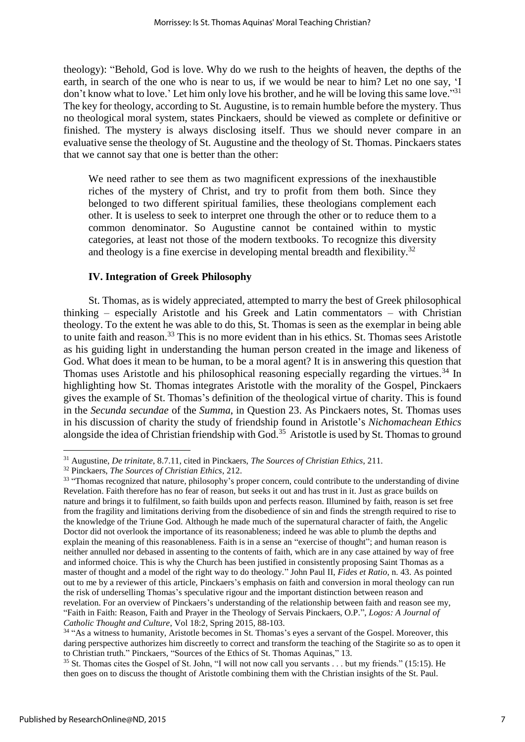theology): "Behold, God is love. Why do we rush to the heights of heaven, the depths of the earth, in search of the one who is near to us, if we would be near to him? Let no one say, 'I don't know what to love.' Let him only love his brother, and he will be loving this same love."[31] The key for theology, according to St. Augustine, is to remain humble before the mystery. Thus no theological moral system, states Pinckaers, should be viewed as complete or definitive or finished. The mystery is always disclosing itself. Thus we should never compare in an evaluative sense the theology of St. Augustine and the theology of St. Thomas. Pinckaers states that we cannot say that one is better than the other:

> We need rather to see them as two magnificent expressions of the inexhaustible riches of the mystery of Christ, and try to profit from them both. Since they belonged to two different spiritual families, these theologians complement each other. It is useless to seek to interpret one through the other or to reduce them to a common denominator. So Augustine cannot be contained within to mystic categories, at least not those of the modern textbooks. To recognize this diversity and theology is a fine exercise in developing mental breadth and flexibility.[32]

### IV. Integration of Greek Philosophy

St. Thomas, as is widely appreciated, attempted to marry the best of Greek philosophical thinking – especially Aristotle and his Greek and Latin commentators – with Christian theology. To the extent he was able to do this, St. Thomas is seen as the exemplar in being able to unite faith and reason.[33] This is no more evident than in his ethics. St. Thomas sees Aristotle as his guiding light in understanding the human person created in the image and likeness of God. What does it mean to be human, to be a moral agent? It is in answering this question that Thomas uses Aristotle and his philosophical reasoning especially regarding the virtues.[34] In highlighting how St. Thomas integrates Aristotle with the morality of the Gospel, Pinckaers gives the example of St. Thomas's definition of the theological virtue of charity. This is found in the *Secunda secundae* of the *Summa*, in Question 23. As Pinckaers notes, St. Thomas uses in his discussion of charity the study of friendship found in Aristotle's *Nichomachean Ethics* alongside the idea of Christian friendship with God.[35] Aristotle is used by St. Thomas to ground

---

[31] Augustine, *De trinitate*, 8.7.11, cited in Pinckaers, *The Sources of Christian Ethics*, 211.

[32] Pinckaers, *The Sources of Christian Ethics*, 212.

[33] "Thomas recognized that nature, philosophy's proper concern, could contribute to the understanding of divine Revelation. Faith therefore has no fear of reason, but seeks it out and has trust in it. Just as grace builds on nature and brings it to fulfilment, so faith builds upon and perfects reason. Illumined by faith, reason is set free from the fragility and limitations deriving from the disobedience of sin and finds the strength required to rise to the knowledge of the Triune God. Although he made much of the supernatural character of faith, the Angelic Doctor did not overlook the importance of its reasonableness; indeed he was able to plumb the depths and explain the meaning of this reasonableness. Faith is in a sense an "exercise of thought"; and human reason is neither annulled nor debased in assenting to the contents of faith, which are in any case attained by way of free and informed choice. This is why the Church has been justified in consistently proposing Saint Thomas as a master of thought and a model of the right way to do theology." John Paul II, *Fides et Ratio*, n. 43. As pointed out to me by a reviewer of this article, Pinckaers's emphasis on faith and conversion in moral theology can run the risk of underselling Thomas's speculative rigour and the important distinction between reason and revelation. For an overview of Pinckaers's understanding of the relationship between faith and reason see my, "Faith in Faith: Reason, Faith and Prayer in the Theology of Servais Pinckaers, O.P.", *Logos: A Journal of Catholic Thought and Culture*, Vol 18:2, Spring 2015, 88-103.

[34] "As a witness to humanity, Aristotle becomes in St. Thomas's eyes a servant of the Gospel. Moreover, this daring perspective authorizes him discreetly to correct and transform the teaching of the Stagirite so as to open it to Christian truth." Pinckaers, "Sources of the Ethics of St. Thomas Aquinas," 13.

[35] St. Thomas cites the Gospel of St. John, "I will not now call you servants . . . but my friends." (15:15). He then goes on to discuss the thought of Aristotle combining them with the Christian insights of the St. Paul.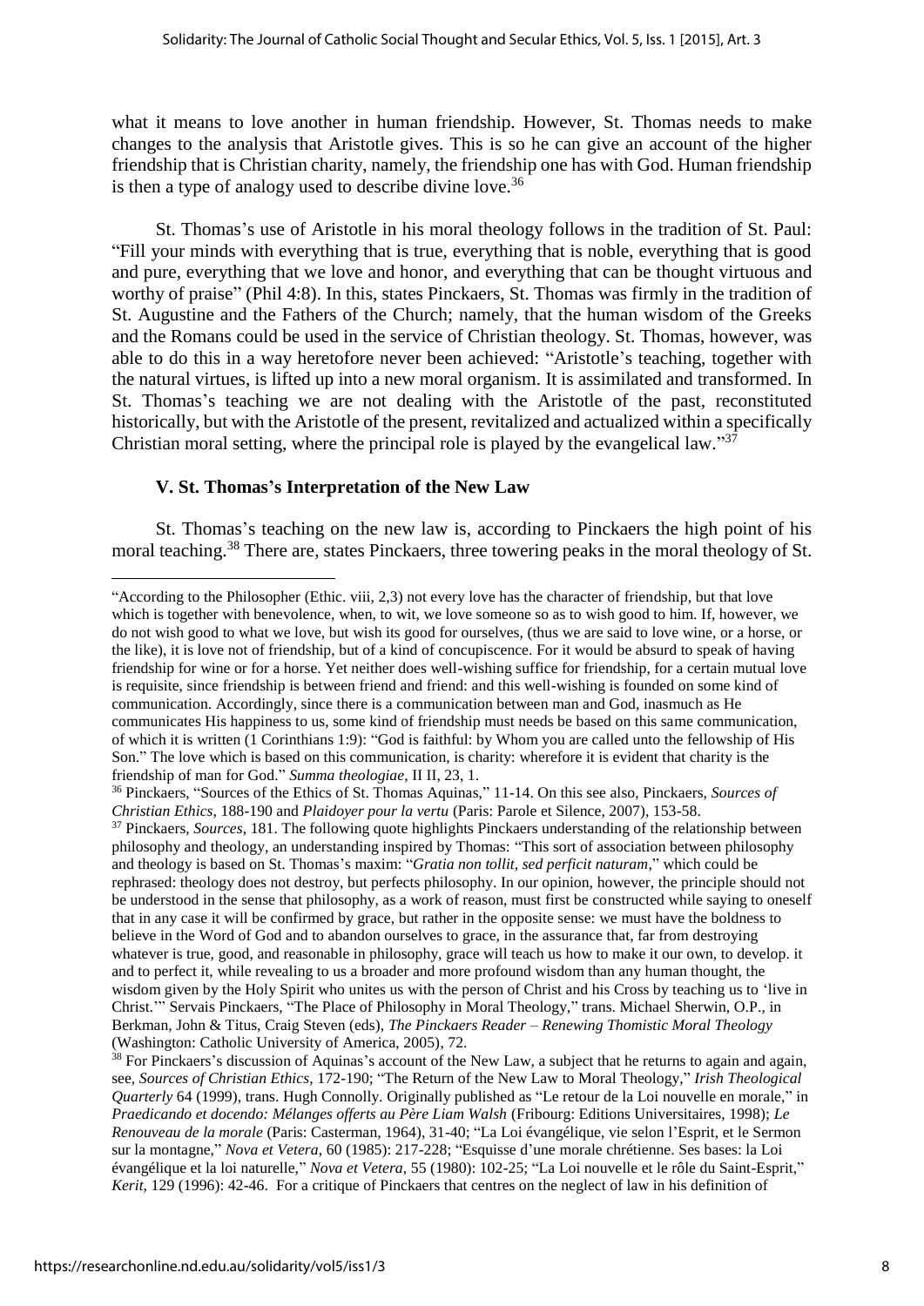what it means to love another in human friendship. However, St. Thomas needs to make changes to the analysis that Aristotle gives. This is so he can give an account of the higher friendship that is Christian charity, namely, the friendship one has with God. Human friendship is then a type of analogy used to describe divine love.[36]

St. Thomas's use of Aristotle in his moral theology follows in the tradition of St. Paul: "Fill your minds with everything that is true, everything that is noble, everything that is good and pure, everything that we love and honor, and everything that can be thought virtuous and worthy of praise" (Phil 4:8). In this, states Pinckaers, St. Thomas was firmly in the tradition of St. Augustine and the Fathers of the Church; namely, that the human wisdom of the Greeks and the Romans could be used in the service of Christian theology. St. Thomas, however, was able to do this in a way heretofore never been achieved: "Aristotle's teaching, together with the natural virtues, is lifted up into a new moral organism. It is assimilated and transformed. In St. Thomas's teaching we are not dealing with the Aristotle of the past, reconstituted historically, but with the Aristotle of the present, revitalized and actualized within a specifically Christian moral setting, where the principal role is played by the evangelical law."[37]

### V. St. Thomas's Interpretation of the New Law

St. Thomas's teaching on the new law is, according to Pinckaers the high point of his moral teaching.[38] There are, states Pinckaers, three towering peaks in the moral theology of St.

---

"According to the Philosopher (Ethic. viii, 2,3) not every love has the character of friendship, but that love which is together with benevolence, when, to wit, we love someone so as to wish good to him. If, however, we do not wish good to what we love, but wish its good for ourselves, (thus we are said to love wine, or a horse, or the like), it is love not of friendship, but of a kind of concupiscence. For it would be absurd to speak of having friendship for wine or for a horse. Yet neither does well-wishing suffice for friendship, for a certain mutual love is requisite, since friendship is between friend and friend: and this well-wishing is founded on some kind of communication. Accordingly, since there is a communication between man and God, inasmuch as He communicates His happiness to us, some kind of friendship must needs be based on this same communication, of which it is written (1 Corinthians 1:9): "God is faithful: by Whom you are called unto the fellowship of His Son." The love which is based on this communication, is charity: wherefore it is evident that charity is the friendship of man for God." *Summa theologiae*, II II, 23, 1.

[36] Pinckaers, "Sources of the Ethics of St. Thomas Aquinas," 11-14. On this see also, Pinckaers, *Sources of Christian Ethics*, 188-190 and *Plaidoyer pour la vertu* (Paris: Parole et Silence, 2007), 153-58.

[37] Pinckaers, *Sources*, 181. The following quote highlights Pinckaers understanding of the relationship between philosophy and theology, an understanding inspired by Thomas: "This sort of association between philosophy and theology is based on St. Thomas's maxim: "*Gratia non tollit, sed perficit naturam*," which could be rephrased: theology does not destroy, but perfects philosophy. In our opinion, however, the principle should not be understood in the sense that philosophy, as a work of reason, must first be constructed while saying to oneself that in any case it will be confirmed by grace, but rather in the opposite sense: we must have the boldness to believe in the Word of God and to abandon ourselves to grace, in the assurance that, far from destroying whatever is true, good, and reasonable in philosophy, grace will teach us how to make it our own, to develop. it and to perfect it, while revealing to us a broader and more profound wisdom than any human thought, the wisdom given by the Holy Spirit who unites us with the person of Christ and his Cross by teaching us to 'live in Christ.'" Servais Pinckaers, "The Place of Philosophy in Moral Theology," trans. Michael Sherwin, O.P., in Berkman, John & Titus, Craig Steven (eds), *The Pinckaers Reader – Renewing Thomistic Moral Theology* (Washington: Catholic University of America, 2005), 72.

[38] For Pinckaers's discussion of Aquinas's account of the New Law, a subject that he returns to again and again, see, *Sources of Christian Ethics*, 172-190; "The Return of the New Law to Moral Theology," *Irish Theological Quarterly* 64 (1999), trans. Hugh Connolly. Originally published as "Le retour de la Loi nouvelle en morale," in *Praedicando et docendo: Mélanges offerts au Père Liam Walsh* (Fribourg: Editions Universitaires, 1998); *Le Renouveau de la morale* (Paris: Casterman, 1964), 31-40; "La Loi évangélique, vie selon l'Esprit, et le Sermon sur la montagne," *Nova et Vetera*, 60 (1985): 217-228; "Esquisse d'une morale chrétienne. Ses bases: la Loi évangélique et la loi naturelle," *Nova et Vetera*, 55 (1980): 102-25; "La Loi nouvelle et le rôle du Saint-Esprit," *Kerit*, 129 (1996): 42-46. For a critique of Pinckaers that centres on the neglect of law in his definition of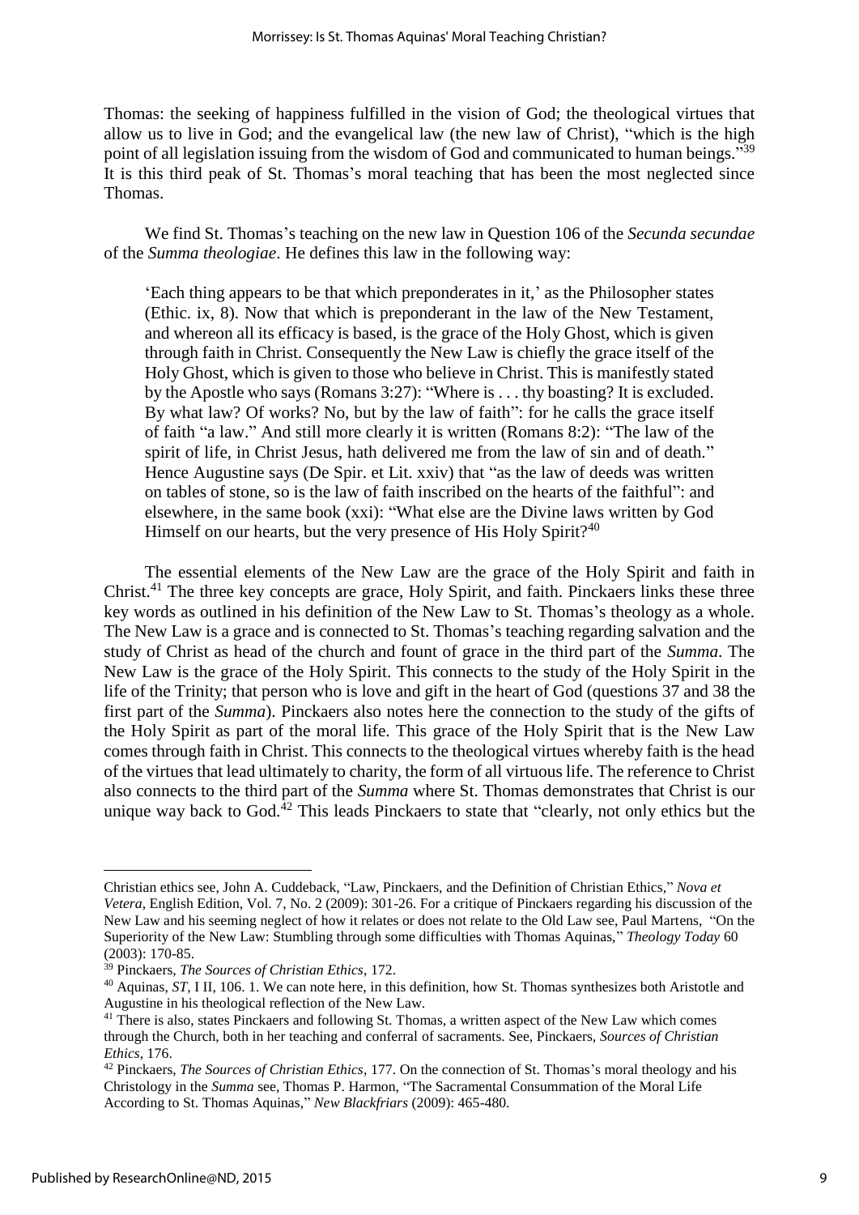Thomas: the seeking of happiness fulfilled in the vision of God; the theological virtues that allow us to live in God; and the evangelical law (the new law of Christ), "which is the high point of all legislation issuing from the wisdom of God and communicated to human beings."[39] It is this third peak of St. Thomas's moral teaching that has been the most neglected since Thomas.

We find St. Thomas's teaching on the new law in Question 106 of the *Secunda secundae* of the *Summa theologiae*. He defines this law in the following way:

> 'Each thing appears to be that which preponderates in it,' as the Philosopher states (Ethic. ix, 8). Now that which is preponderant in the law of the New Testament, and whereon all its efficacy is based, is the grace of the Holy Ghost, which is given through faith in Christ. Consequently the New Law is chiefly the grace itself of the Holy Ghost, which is given to those who believe in Christ. This is manifestly stated by the Apostle who says (Romans 3:27): "Where is . . . thy boasting? It is excluded. By what law? Of works? No, but by the law of faith": for he calls the grace itself of faith "a law." And still more clearly it is written (Romans 8:2): "The law of the spirit of life, in Christ Jesus, hath delivered me from the law of sin and of death." Hence Augustine says (De Spir. et Lit. xxiv) that "as the law of deeds was written on tables of stone, so is the law of faith inscribed on the hearts of the faithful": and elsewhere, in the same book (xxi): "What else are the Divine laws written by God Himself on our hearts, but the very presence of His Holy Spirit?[40]

The essential elements of the New Law are the grace of the Holy Spirit and faith in Christ.[41] The three key concepts are grace, Holy Spirit, and faith. Pinckaers links these three key words as outlined in his definition of the New Law to St. Thomas's theology as a whole. The New Law is a grace and is connected to St. Thomas's teaching regarding salvation and the study of Christ as head of the church and fount of grace in the third part of the *Summa*. The New Law is the grace of the Holy Spirit. This connects to the study of the Holy Spirit in the life of the Trinity; that person who is love and gift in the heart of God (questions 37 and 38 the first part of the *Summa*). Pinckaers also notes here the connection to the study of the gifts of the Holy Spirit as part of the moral life. This grace of the Holy Spirit that is the New Law comes through faith in Christ. This connects to the theological virtues whereby faith is the head of the virtues that lead ultimately to charity, the form of all virtuous life. The reference to Christ also connects to the third part of the *Summa* where St. Thomas demonstrates that Christ is our unique way back to God.[42] This leads Pinckaers to state that "clearly, not only ethics but the

---

Christian ethics see, John A. Cuddeback, "Law, Pinckaers, and the Definition of Christian Ethics," *Nova et Vetera*, English Edition, Vol. 7, No. 2 (2009): 301-26. For a critique of Pinckaers regarding his discussion of the New Law and his seeming neglect of how it relates or does not relate to the Old Law see, Paul Martens, "On the Superiority of the New Law: Stumbling through some difficulties with Thomas Aquinas," *Theology Today* 60 (2003): 170-85.

[39] Pinckaers, *The Sources of Christian Ethics*, 172.

[40] Aquinas, *ST*, I II, 106. 1. We can note here, in this definition, how St. Thomas synthesizes both Aristotle and Augustine in his theological reflection of the New Law.

[41] There is also, states Pinckaers and following St. Thomas, a written aspect of the New Law which comes through the Church, both in her teaching and conferral of sacraments. See, Pinckaers, *Sources of Christian Ethics*, 176.

[42] Pinckaers, *The Sources of Christian Ethics*, 177. On the connection of St. Thomas's moral theology and his Christology in the *Summa* see, Thomas P. Harmon, "The Sacramental Consummation of the Moral Life According to St. Thomas Aquinas," *New Blackfriars* (2009): 465-480.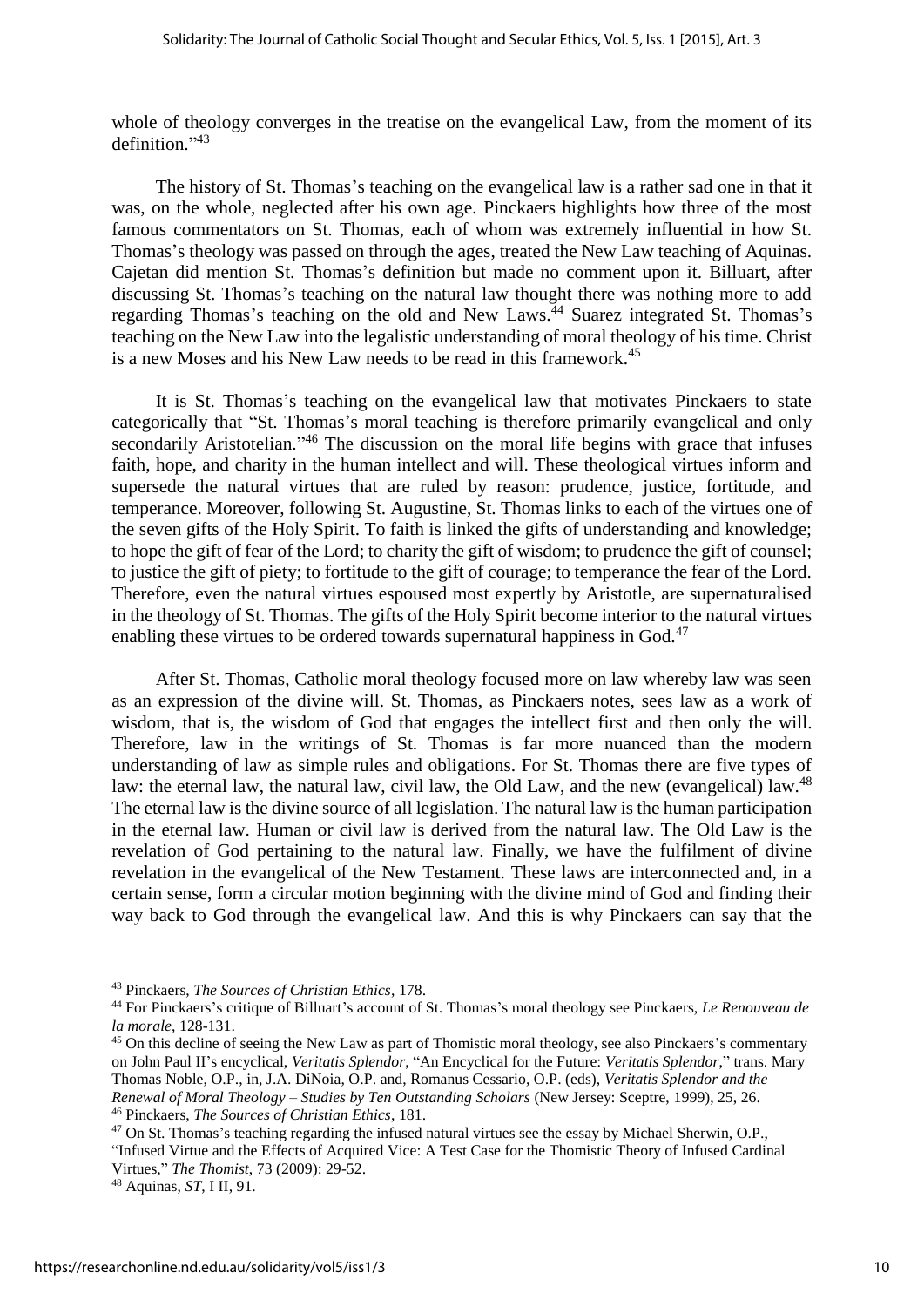whole of theology converges in the treatise on the evangelical Law, from the moment of its definition."[43]

The history of St. Thomas's teaching on the evangelical law is a rather sad one in that it was, on the whole, neglected after his own age. Pinckaers highlights how three of the most famous commentators on St. Thomas, each of whom was extremely influential in how St. Thomas's theology was passed on through the ages, treated the New Law teaching of Aquinas. Cajetan did mention St. Thomas's definition but made no comment upon it. Billuart, after discussing St. Thomas's teaching on the natural law thought there was nothing more to add regarding Thomas's teaching on the old and New Laws.[44] Suarez integrated St. Thomas's teaching on the New Law into the legalistic understanding of moral theology of his time. Christ is a new Moses and his New Law needs to be read in this framework.[45]

It is St. Thomas's teaching on the evangelical law that motivates Pinckaers to state categorically that "St. Thomas's moral teaching is therefore primarily evangelical and only secondarily Aristotelian."[46] The discussion on the moral life begins with grace that infuses faith, hope, and charity in the human intellect and will. These theological virtues inform and supersede the natural virtues that are ruled by reason: prudence, justice, fortitude, and temperance. Moreover, following St. Augustine, St. Thomas links to each of the virtues one of the seven gifts of the Holy Spirit. To faith is linked the gifts of understanding and knowledge; to hope the gift of fear of the Lord; to charity the gift of wisdom; to prudence the gift of counsel; to justice the gift of piety; to fortitude to the gift of courage; to temperance the fear of the Lord. Therefore, even the natural virtues espoused most expertly by Aristotle, are supernaturalised in the theology of St. Thomas. The gifts of the Holy Spirit become interior to the natural virtues enabling these virtues to be ordered towards supernatural happiness in God.[47]

After St. Thomas, Catholic moral theology focused more on law whereby law was seen as an expression of the divine will. St. Thomas, as Pinckaers notes, sees law as a work of wisdom, that is, the wisdom of God that engages the intellect first and then only the will. Therefore, law in the writings of St. Thomas is far more nuanced than the modern understanding of law as simple rules and obligations. For St. Thomas there are five types of law: the eternal law, the natural law, civil law, the Old Law, and the new (evangelical) law.[48] The eternal law is the divine source of all legislation. The natural law is the human participation in the eternal law. Human or civil law is derived from the natural law. The Old Law is the revelation of God pertaining to the natural law. Finally, we have the fulfilment of divine revelation in the evangelical of the New Testament. These laws are interconnected and, in a certain sense, form a circular motion beginning with the divine mind of God and finding their way back to God through the evangelical law. And this is why Pinckaers can say that the

---

[43] Pinckaers, *The Sources of Christian Ethics*, 178.

[44] For Pinckaers's critique of Billuart's account of St. Thomas's moral theology see Pinckaers, *Le Renouveau de la morale*, 128-131.

[45] On this decline of seeing the New Law as part of Thomistic moral theology, see also Pinckaers's commentary on John Paul II's encyclical, *Veritatis Splendor*, "An Encyclical for the Future: *Veritatis Splendor*," trans. Mary Thomas Noble, O.P., in, J.A. DiNoia, O.P. and, Romanus Cessario, O.P. (eds), *Veritatis Splendor and the Renewal of Moral Theology – Studies by Ten Outstanding Scholars* (New Jersey: Sceptre, 1999), 25, 26.

[46] Pinckaers, *The Sources of Christian Ethics*, 181.

[47] On St. Thomas's teaching regarding the infused natural virtues see the essay by Michael Sherwin, O.P., "Infused Virtue and the Effects of Acquired Vice: A Test Case for the Thomistic Theory of Infused Cardinal Virtues," *The Thomist*, 73 (2009): 29-52.

[48] Aquinas, *ST*, I II, 91.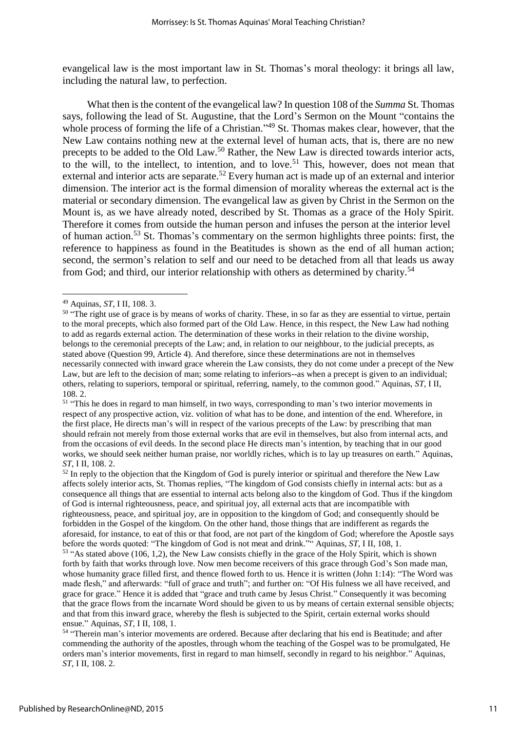evangelical law is the most important law in St. Thomas's moral theology: it brings all law, including the natural law, to perfection.

What then is the content of the evangelical law? In question 108 of the *Summa* St. Thomas says, following the lead of St. Augustine, that the Lord's Sermon on the Mount "contains the whole process of forming the life of a Christian."[49] St. Thomas makes clear, however, that the New Law contains nothing new at the external level of human acts, that is, there are no new precepts to be added to the Old Law.[50] Rather, the New Law is directed towards interior acts, to the will, to the intellect, to intention, and to love.[51] This, however, does not mean that external and interior acts are separate.[52] Every human act is made up of an external and interior dimension. The interior act is the formal dimension of morality whereas the external act is the material or secondary dimension. The evangelical law as given by Christ in the Sermon on the Mount is, as we have already noted, described by St. Thomas as a grace of the Holy Spirit. Therefore it comes from outside the human person and infuses the person at the interior level of human action.[53] St. Thomas's commentary on the sermon highlights three points: first, the reference to happiness as found in the Beatitudes is shown as the end of all human action; second, the sermon's relation to self and our need to be detached from all that leads us away from God; and third, our interior relationship with others as determined by charity.[54]

---

[49] Aquinas, *ST*, I II, 108. 3.

[50] "The right use of grace is by means of works of charity. These, in so far as they are essential to virtue, pertain to the moral precepts, which also formed part of the Old Law. Hence, in this respect, the New Law had nothing to add as regards external action. The determination of these works in their relation to the divine worship, belongs to the ceremonial precepts of the Law; and, in relation to our neighbour, to the judicial precepts, as stated above (Question 99, Article 4). And therefore, since these determinations are not in themselves necessarily connected with inward grace wherein the Law consists, they do not come under a precept of the New Law, but are left to the decision of man; some relating to inferiors--as when a precept is given to an individual; others, relating to superiors, temporal or spiritual, referring, namely, to the common good." Aquinas, *ST*, I II, 108. 2.

[51] "This he does in regard to man himself, in two ways, corresponding to man's two interior movements in respect of any prospective action, viz. volition of what has to be done, and intention of the end. Wherefore, in the first place, He directs man's will in respect of the various precepts of the Law: by prescribing that man should refrain not merely from those external works that are evil in themselves, but also from internal acts, and from the occasions of evil deeds. In the second place He directs man's intention, by teaching that in our good works, we should seek neither human praise, nor worldly riches, which is to lay up treasures on earth." Aquinas, *ST*, I II, 108. 2.

[52] In reply to the objection that the Kingdom of God is purely interior or spiritual and therefore the New Law affects solely interior acts, St. Thomas replies, "The kingdom of God consists chiefly in internal acts: but as a consequence all things that are essential to internal acts belong also to the kingdom of God. Thus if the kingdom of God is internal righteousness, peace, and spiritual joy, all external acts that are incompatible with righteousness, peace, and spiritual joy, are in opposition to the kingdom of God; and consequently should be forbidden in the Gospel of the kingdom. On the other hand, those things that are indifferent as regards the aforesaid, for instance, to eat of this or that food, are not part of the kingdom of God; wherefore the Apostle says before the words quoted: "The kingdom of God is not meat and drink."" Aquinas, *ST*, I II, 108, 1.

[53] "As stated above (106, 1,2), the New Law consists chiefly in the grace of the Holy Spirit, which is shown forth by faith that works through love. Now men become receivers of this grace through God's Son made man, whose humanity grace filled first, and thence flowed forth to us. Hence it is written (John 1:14): "The Word was made flesh," and afterwards: "full of grace and truth"; and further on: "Of His fulness we all have received, and grace for grace." Hence it is added that "grace and truth came by Jesus Christ." Consequently it was becoming that the grace flows from the incarnate Word should be given to us by means of certain external sensible objects; and that from this inward grace, whereby the flesh is subjected to the Spirit, certain external works should ensue." Aquinas, *ST*, I II, 108, 1.

[54] "Therein man's interior movements are ordered. Because after declaring that his end is Beatitude; and after commending the authority of the apostles, through whom the teaching of the Gospel was to be promulgated, He orders man's interior movements, first in regard to man himself, secondly in regard to his neighbor." Aquinas, *ST*, I II, 108. 2.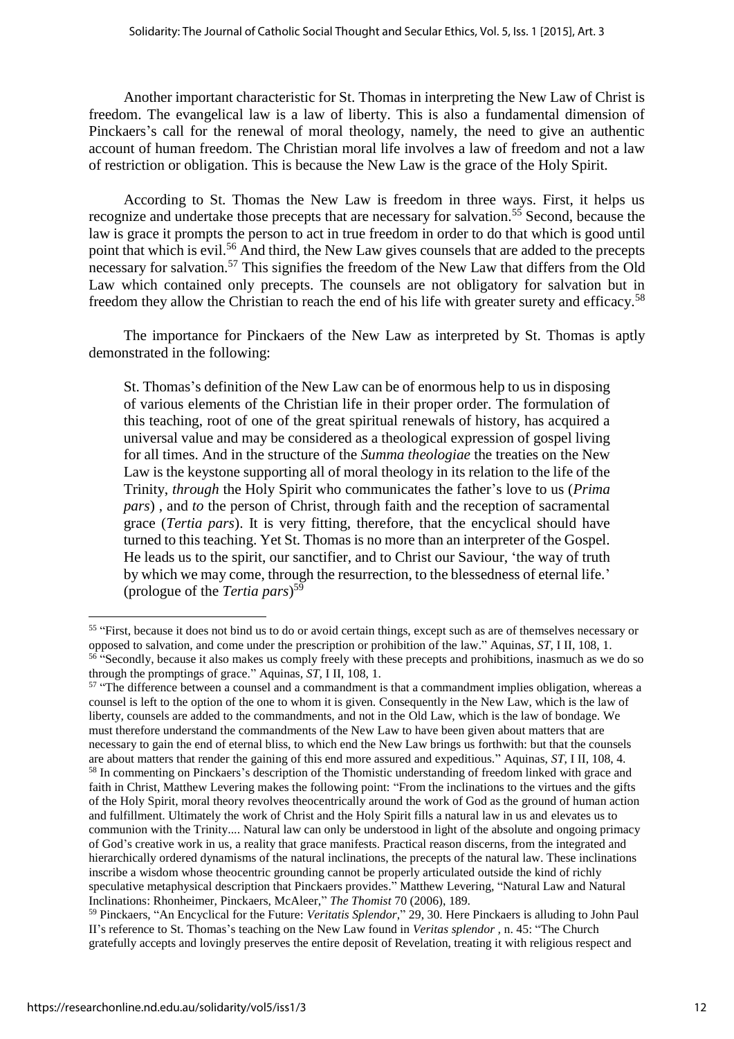Another important characteristic for St. Thomas in interpreting the New Law of Christ is freedom. The evangelical law is a law of liberty. This is also a fundamental dimension of Pinckaers's call for the renewal of moral theology, namely, the need to give an authentic account of human freedom. The Christian moral life involves a law of freedom and not a law of restriction or obligation. This is because the New Law is the grace of the Holy Spirit.

According to St. Thomas the New Law is freedom in three ways. First, it helps us recognize and undertake those precepts that are necessary for salvation.[55] Second, because the law is grace it prompts the person to act in true freedom in order to do that which is good until point that which is evil.[56] And third, the New Law gives counsels that are added to the precepts necessary for salvation.[57] This signifies the freedom of the New Law that differs from the Old Law which contained only precepts. The counsels are not obligatory for salvation but in freedom they allow the Christian to reach the end of his life with greater surety and efficacy.[58]

The importance for Pinckaers of the New Law as interpreted by St. Thomas is aptly demonstrated in the following:

> St. Thomas's definition of the New Law can be of enormous help to us in disposing of various elements of the Christian life in their proper order. The formulation of this teaching, root of one of the great spiritual renewals of history, has acquired a universal value and may be considered as a theological expression of gospel living for all times. And in the structure of the *Summa theologiae* the treaties on the New Law is the keystone supporting all of moral theology in its relation to the life of the Trinity, *through* the Holy Spirit who communicates the father's love to us (*Prima pars*) , and *to* the person of Christ, through faith and the reception of sacramental grace (*Tertia pars*). It is very fitting, therefore, that the encyclical should have turned to this teaching. Yet St. Thomas is no more than an interpreter of the Gospel. He leads us to the spirit, our sanctifier, and to Christ our Saviour, 'the way of truth by which we may come, through the resurrection, to the blessedness of eternal life.' (prologue of the *Tertia pars*)[59]

---

[55] "First, because it does not bind us to do or avoid certain things, except such as are of themselves necessary or opposed to salvation, and come under the prescription or prohibition of the law." Aquinas, *ST*, I II, 108, 1.

[56] "Secondly, because it also makes us comply freely with these precepts and prohibitions, inasmuch as we do so through the promptings of grace." Aquinas, *ST*, I II, 108, 1.

[57] "The difference between a counsel and a commandment is that a commandment implies obligation, whereas a counsel is left to the option of the one to whom it is given. Consequently in the New Law, which is the law of liberty, counsels are added to the commandments, and not in the Old Law, which is the law of bondage. We must therefore understand the commandments of the New Law to have been given about matters that are necessary to gain the end of eternal bliss, to which end the New Law brings us forthwith: but that the counsels are about matters that render the gaining of this end more assured and expeditious." Aquinas, *ST*, I II, 108, 4.

[58] In commenting on Pinckaers's description of the Thomistic understanding of freedom linked with grace and faith in Christ, Matthew Levering makes the following point: "From the inclinations to the virtues and the gifts of the Holy Spirit, moral theory revolves theocentrically around the work of God as the ground of human action and fulfillment. Ultimately the work of Christ and the Holy Spirit fills a natural law in us and elevates us to communion with the Trinity.... Natural law can only be understood in light of the absolute and ongoing primacy of God's creative work in us, a reality that grace manifests. Practical reason discerns, from the integrated and hierarchically ordered dynamisms of the natural inclinations, the precepts of the natural law. These inclinations inscribe a wisdom whose theocentric grounding cannot be properly articulated outside the kind of richly speculative metaphysical description that Pinckaers provides." Matthew Levering, "Natural Law and Natural Inclinations: Rhonheimer, Pinckaers, McAleer," *The Thomist* 70 (2006), 189.

[59] Pinckaers, "An Encyclical for the Future: *Veritatis Splendor*," 29, 30. Here Pinckaers is alluding to John Paul II's reference to St. Thomas's teaching on the New Law found in *Veritas splendor* , n. 45: "The Church gratefully accepts and lovingly preserves the entire deposit of Revelation, treating it with religious respect and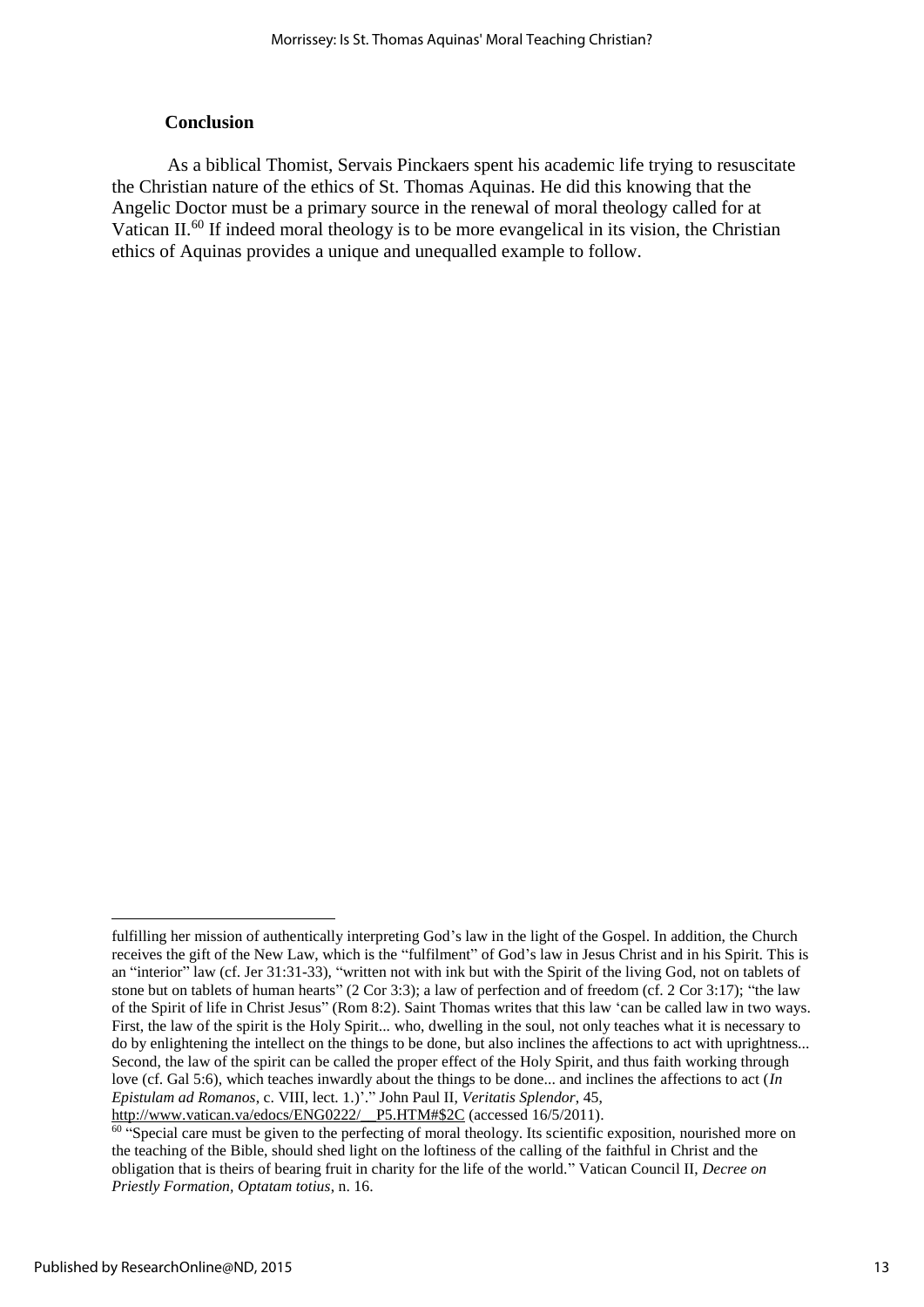## Conclusion

As a biblical Thomist, Servais Pinckaers spent his academic life trying to resuscitate the Christian nature of the ethics of St. Thomas Aquinas. He did this knowing that the Angelic Doctor must be a primary source in the renewal of moral theology called for at Vatican II.[60] If indeed moral theology is to be more evangelical in its vision, the Christian ethics of Aquinas provides a unique and unequalled example to follow.

---

fulfilling her mission of authentically interpreting God's law in the light of the Gospel. In addition, the Church receives the gift of the New Law, which is the "fulfilment" of God's law in Jesus Christ and in his Spirit. This is an "interior" law (cf. Jer 31:31-33), "written not with ink but with the Spirit of the living God, not on tablets of stone but on tablets of human hearts" (2 Cor 3:3); a law of perfection and of freedom (cf. 2 Cor 3:17); "the law of the Spirit of life in Christ Jesus" (Rom 8:2). Saint Thomas writes that this law 'can be called law in two ways. First, the law of the spirit is the Holy Spirit... who, dwelling in the soul, not only teaches what it is necessary to do by enlightening the intellect on the things to be done, but also inclines the affections to act with uprightness... Second, the law of the spirit can be called the proper effect of the Holy Spirit, and thus faith working through love (cf. Gal 5:6), which teaches inwardly about the things to be done... and inclines the affections to act (*In Epistulam ad Romanos*, c. VIII, lect. 1.)'." John Paul II, *Veritatis Splendor*, 45, http://www.vatican.va/edocs/ENG0222/__P5.HTM#$2C (accessed 16/5/2011).

[60] "Special care must be given to the perfecting of moral theology. Its scientific exposition, nourished more on the teaching of the Bible, should shed light on the loftiness of the calling of the faithful in Christ and the obligation that is theirs of bearing fruit in charity for the life of the world." Vatican Council II, *Decree on Priestly Formation, Optatam totius*, n. 16.